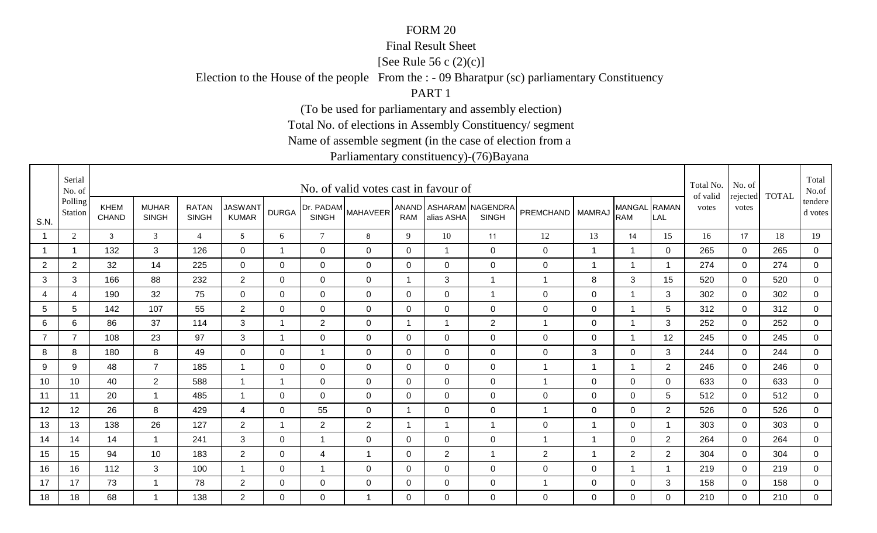FORM 20

Final Result Sheet

[See Rule 56 c (2)(c)]

Election to the House of the people From the : - 09 Bharatpur (sc) parliamentary Constituency

PART 1

(To be used for parliamentary and assembly election)

Total No. of elections in Assembly Constituency/ segment

Name of assemble segment (in the case of election from a

Parliamentary constituency)-(76)Bayana

| S.N. | Serial No. of Polling Station | No. of valid votes cast in favour of | | | | | | | | | | | | | | Total No. of valid votes | No. of rejected votes | TOTAL | Total No.of tendered votes |
|---|---|---|---|---|---|---|---|---|---|---|---|---|---|---|---|---|---|---|---|
| | | KHEM CHAND | MUHAR SINGH | RATAN SINGH | JASWANT KUMAR | DURGA | Dr. PADAM SINGH | MAHAVEER | ANAND RAM | ASHARAM alias ASHA | NAGENDRA SINGH | PREMCHAND | MAMRAJ | MANGAL RAM | RAMAN LAL | | | | |
| 1 | 2 | 3 | 3 | 4 | 5 | 6 | 7 | 8 | 9 | 10 | 11 | 12 | 13 | 14 | 15 | 16 | 17 | 18 | 19 |
| 1 | 1 | 132 | 3 | 126 | 0 | 1 | 0 | 0 | 0 | 1 | 0 | 0 | 1 | 1 | 0 | 265 | 0 | 265 | 0 |
| 2 | 2 | 32 | 14 | 225 | 0 | 0 | 0 | 0 | 0 | 0 | 0 | 0 | 1 | 1 | 1 | 274 | 0 | 274 | 0 |
| 3 | 3 | 166 | 88 | 232 | 2 | 0 | 0 | 0 | 1 | 3 | 1 | 1 | 8 | 3 | 15 | 520 | 0 | 520 | 0 |
| 4 | 4 | 190 | 32 | 75 | 0 | 0 | 0 | 0 | 0 | 0 | 1 | 0 | 0 | 1 | 3 | 302 | 0 | 302 | 0 |
| 5 | 5 | 142 | 107 | 55 | 2 | 0 | 0 | 0 | 0 | 0 | 0 | 0 | 0 | 1 | 5 | 312 | 0 | 312 | 0 |
| 6 | 6 | 86 | 37 | 114 | 3 | 1 | 2 | 0 | 1 | 1 | 2 | 1 | 0 | 1 | 3 | 252 | 0 | 252 | 0 |
| 7 | 7 | 108 | 23 | 97 | 3 | 1 | 0 | 0 | 0 | 0 | 0 | 0 | 0 | 1 | 12 | 245 | 0 | 245 | 0 |
| 8 | 8 | 180 | 8 | 49 | 0 | 0 | 1 | 0 | 0 | 0 | 0 | 0 | 3 | 0 | 3 | 244 | 0 | 244 | 0 |
| 9 | 9 | 48 | 7 | 185 | 1 | 0 | 0 | 0 | 0 | 0 | 0 | 1 | 1 | 1 | 2 | 246 | 0 | 246 | 0 |
| 10 | 10 | 40 | 2 | 588 | 1 | 1 | 0 | 0 | 0 | 0 | 0 | 1 | 0 | 0 | 0 | 633 | 0 | 633 | 0 |
| 11 | 11 | 20 | 1 | 485 | 1 | 0 | 0 | 0 | 0 | 0 | 0 | 0 | 0 | 0 | 5 | 512 | 0 | 512 | 0 |
| 12 | 12 | 26 | 8 | 429 | 4 | 0 | 55 | 0 | 1 | 0 | 0 | 1 | 0 | 0 | 2 | 526 | 0 | 526 | 0 |
| 13 | 13 | 138 | 26 | 127 | 2 | 1 | 2 | 2 | 1 | 1 | 1 | 0 | 1 | 0 | 1 | 303 | 0 | 303 | 0 |
| 14 | 14 | 14 | 1 | 241 | 3 | 0 | 1 | 0 | 0 | 0 | 0 | 1 | 1 | 0 | 2 | 264 | 0 | 264 | 0 |
| 15 | 15 | 94 | 10 | 183 | 2 | 0 | 4 | 1 | 0 | 2 | 1 | 2 | 1 | 2 | 2 | 304 | 0 | 304 | 0 |
| 16 | 16 | 112 | 3 | 100 | 1 | 0 | 1 | 0 | 0 | 0 | 0 | 0 | 0 | 1 | 1 | 219 | 0 | 219 | 0 |
| 17 | 17 | 73 | 1 | 78 | 2 | 0 | 0 | 0 | 0 | 0 | 0 | 1 | 0 | 0 | 3 | 158 | 0 | 158 | 0 |
| 18 | 18 | 68 | 1 | 138 | 2 | 0 | 0 | 1 | 0 | 0 | 0 | 0 | 0 | 0 | 0 | 210 | 0 | 210 | 0 |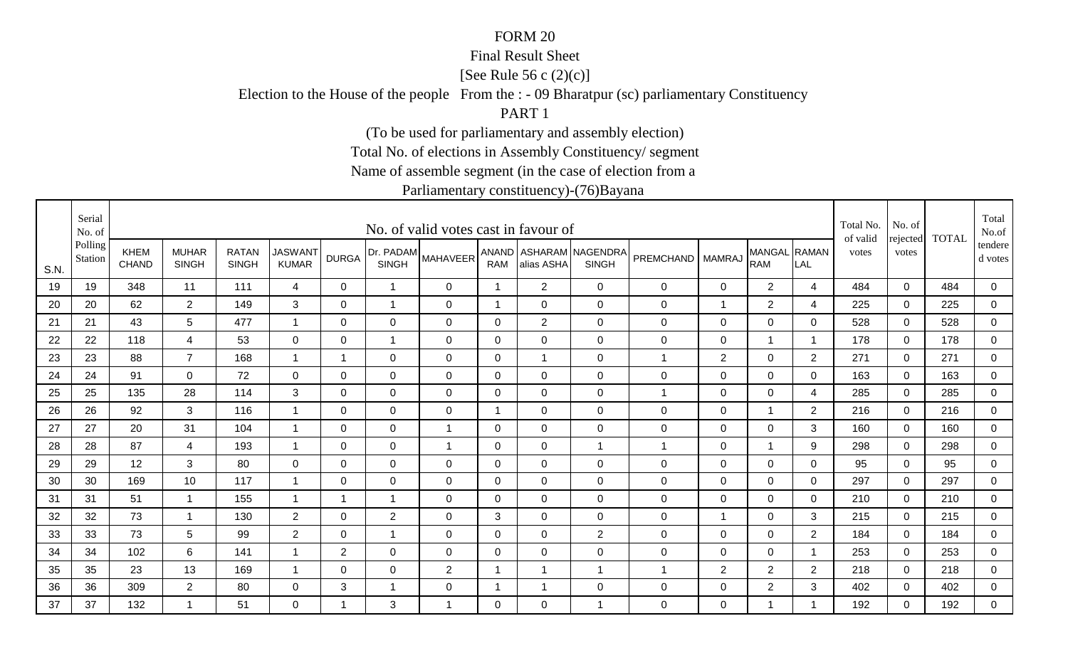FORM 20

Final Result Sheet

[See Rule 56 c (2)(c)]

Election to the House of the people From the : - 09 Bharatpur (sc) parliamentary Constituency

PART 1

(To be used for parliamentary and assembly election)

Total No. of elections in Assembly Constituency/ segment

Name of assemble segment (in the case of election from a

Parliamentary constituency)-(76)Bayana

| S.N. | Serial No. of Polling Station | No. of valid votes cast in favour of | | | | | | | | | | | | | | Total No. of valid votes | No. of rejected votes | TOTAL | Total No.of tendered votes |
|---|---|---|---|---|---|---|---|---|---|---|---|---|---|---|---|---|---|---|---|
| | | KHEM CHAND | MUHAR SINGH | RATAN SINGH | JASWANT KUMAR | DURGA | Dr. PADAM SINGH | MAHAVEER | ANAND RAM | ASHARAM alias ASHA | NAGENDRA SINGH | PREMCHAND | MAMRAJ | MANGAL RAM | RAMAN LAL | | | | |
| 19 | 19 | 348 | 11 | 111 | 4 | 0 | 1 | 0 | 1 | 2 | 0 | 0 | 0 | 2 | 4 | 484 | 0 | 484 | 0 |
| 20 | 20 | 62 | 2 | 149 | 3 | 0 | 1 | 0 | 1 | 0 | 0 | 0 | 1 | 2 | 4 | 225 | 0 | 225 | 0 |
| 21 | 21 | 43 | 5 | 477 | 1 | 0 | 0 | 0 | 0 | 2 | 0 | 0 | 0 | 0 | 0 | 528 | 0 | 528 | 0 |
| 22 | 22 | 118 | 4 | 53 | 0 | 0 | 1 | 0 | 0 | 0 | 0 | 0 | 0 | 1 | 1 | 178 | 0 | 178 | 0 |
| 23 | 23 | 88 | 7 | 168 | 1 | 1 | 0 | 0 | 0 | 1 | 0 | 1 | 2 | 0 | 2 | 271 | 0 | 271 | 0 |
| 24 | 24 | 91 | 0 | 72 | 0 | 0 | 0 | 0 | 0 | 0 | 0 | 0 | 0 | 0 | 0 | 163 | 0 | 163 | 0 |
| 25 | 25 | 135 | 28 | 114 | 3 | 0 | 0 | 0 | 0 | 0 | 0 | 1 | 0 | 0 | 4 | 285 | 0 | 285 | 0 |
| 26 | 26 | 92 | 3 | 116 | 1 | 0 | 0 | 0 | 1 | 0 | 0 | 0 | 0 | 1 | 2 | 216 | 0 | 216 | 0 |
| 27 | 27 | 20 | 31 | 104 | 1 | 0 | 0 | 1 | 0 | 0 | 0 | 0 | 0 | 0 | 3 | 160 | 0 | 160 | 0 |
| 28 | 28 | 87 | 4 | 193 | 1 | 0 | 0 | 1 | 0 | 0 | 1 | 1 | 0 | 1 | 9 | 298 | 0 | 298 | 0 |
| 29 | 29 | 12 | 3 | 80 | 0 | 0 | 0 | 0 | 0 | 0 | 0 | 0 | 0 | 0 | 0 | 95 | 0 | 95 | 0 |
| 30 | 30 | 169 | 10 | 117 | 1 | 0 | 0 | 0 | 0 | 0 | 0 | 0 | 0 | 0 | 0 | 297 | 0 | 297 | 0 |
| 31 | 31 | 51 | 1 | 155 | 1 | 1 | 1 | 0 | 0 | 0 | 0 | 0 | 0 | 0 | 0 | 210 | 0 | 210 | 0 |
| 32 | 32 | 73 | 1 | 130 | 2 | 0 | 2 | 0 | 3 | 0 | 0 | 0 | 1 | 0 | 3 | 215 | 0 | 215 | 0 |
| 33 | 33 | 73 | 5 | 99 | 2 | 0 | 1 | 0 | 0 | 0 | 2 | 0 | 0 | 0 | 2 | 184 | 0 | 184 | 0 |
| 34 | 34 | 102 | 6 | 141 | 1 | 2 | 0 | 0 | 0 | 0 | 0 | 0 | 0 | 0 | 1 | 253 | 0 | 253 | 0 |
| 35 | 35 | 23 | 13 | 169 | 1 | 0 | 0 | 2 | 1 | 1 | 1 | 1 | 2 | 2 | 2 | 218 | 0 | 218 | 0 |
| 36 | 36 | 309 | 2 | 80 | 0 | 3 | 1 | 0 | 1 | 1 | 0 | 0 | 0 | 2 | 3 | 402 | 0 | 402 | 0 |
| 37 | 37 | 132 | 1 | 51 | 0 | 1 | 3 | 1 | 0 | 0 | 1 | 0 | 0 | 1 | 1 | 192 | 0 | 192 | 0 |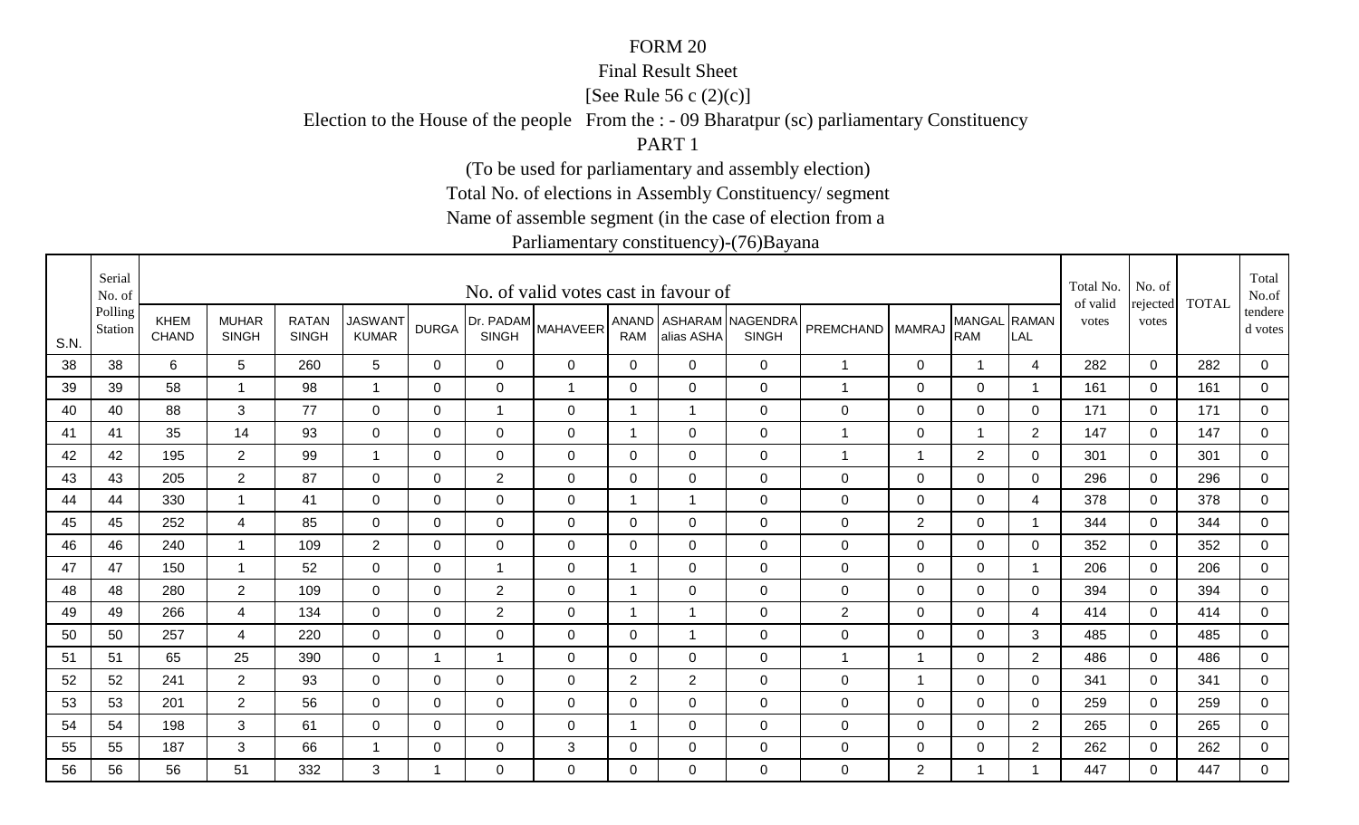FORM 20

Final Result Sheet

[See Rule 56 c (2)(c)]

Election to the House of the people From the : - 09 Bharatpur (sc) parliamentary Constituency

PART 1

(To be used for parliamentary and assembly election)

Total No. of elections in Assembly Constituency/ segment

Name of assemble segment (in the case of election from a

Parliamentary constituency)-(76)Bayana

| S.N. | Serial No. of Polling Station | No. of valid votes cast in favour of | | | | | | | | | | | | | | Total No. of valid votes | No. of rejected votes | TOTAL | Total No.of tendered votes |
|---|---|---|---|---|---|---|---|---|---|---|---|---|---|---|---|---|---|---|---|
| | | KHEM CHAND | MUHAR SINGH | RATAN SINGH | JASWANT KUMAR | DURGA | Dr. PADAM SINGH | MAHAVEER | ANAND RAM | ASHARAM alias ASHA | NAGENDRA SINGH | PREMCHAND | MAMRAJ | MANGAL RAM | RAMAN LAL | | | | |
| 38 | 38 | 6 | 5 | 260 | 5 | 0 | 0 | 0 | 0 | 0 | 0 | 1 | 0 | 1 | 4 | 282 | 0 | 282 | 0 |
| 39 | 39 | 58 | 1 | 98 | 1 | 0 | 0 | 1 | 0 | 0 | 0 | 1 | 0 | 0 | 1 | 161 | 0 | 161 | 0 |
| 40 | 40 | 88 | 3 | 77 | 0 | 0 | 1 | 0 | 1 | 1 | 0 | 0 | 0 | 0 | 0 | 171 | 0 | 171 | 0 |
| 41 | 41 | 35 | 14 | 93 | 0 | 0 | 0 | 0 | 1 | 0 | 0 | 1 | 0 | 1 | 2 | 147 | 0 | 147 | 0 |
| 42 | 42 | 195 | 2 | 99 | 1 | 0 | 0 | 0 | 0 | 0 | 0 | 1 | 1 | 2 | 0 | 301 | 0 | 301 | 0 |
| 43 | 43 | 205 | 2 | 87 | 0 | 0 | 2 | 0 | 0 | 0 | 0 | 0 | 0 | 0 | 0 | 296 | 0 | 296 | 0 |
| 44 | 44 | 330 | 1 | 41 | 0 | 0 | 0 | 0 | 1 | 1 | 0 | 0 | 0 | 0 | 4 | 378 | 0 | 378 | 0 |
| 45 | 45 | 252 | 4 | 85 | 0 | 0 | 0 | 0 | 0 | 0 | 0 | 0 | 2 | 0 | 1 | 344 | 0 | 344 | 0 |
| 46 | 46 | 240 | 1 | 109 | 2 | 0 | 0 | 0 | 0 | 0 | 0 | 0 | 0 | 0 | 0 | 352 | 0 | 352 | 0 |
| 47 | 47 | 150 | 1 | 52 | 0 | 0 | 1 | 0 | 1 | 0 | 0 | 0 | 0 | 0 | 1 | 206 | 0 | 206 | 0 |
| 48 | 48 | 280 | 2 | 109 | 0 | 0 | 2 | 0 | 1 | 0 | 0 | 0 | 0 | 0 | 0 | 394 | 0 | 394 | 0 |
| 49 | 49 | 266 | 4 | 134 | 0 | 0 | 2 | 0 | 1 | 1 | 0 | 2 | 0 | 0 | 4 | 414 | 0 | 414 | 0 |
| 50 | 50 | 257 | 4 | 220 | 0 | 0 | 0 | 0 | 0 | 1 | 0 | 0 | 0 | 0 | 3 | 485 | 0 | 485 | 0 |
| 51 | 51 | 65 | 25 | 390 | 0 | 1 | 1 | 0 | 0 | 0 | 0 | 1 | 1 | 0 | 2 | 486 | 0 | 486 | 0 |
| 52 | 52 | 241 | 2 | 93 | 0 | 0 | 0 | 0 | 2 | 2 | 0 | 0 | 1 | 0 | 0 | 341 | 0 | 341 | 0 |
| 53 | 53 | 201 | 2 | 56 | 0 | 0 | 0 | 0 | 0 | 0 | 0 | 0 | 0 | 0 | 0 | 259 | 0 | 259 | 0 |
| 54 | 54 | 198 | 3 | 61 | 0 | 0 | 0 | 0 | 1 | 0 | 0 | 0 | 0 | 0 | 2 | 265 | 0 | 265 | 0 |
| 55 | 55 | 187 | 3 | 66 | 1 | 0 | 0 | 3 | 0 | 0 | 0 | 0 | 0 | 0 | 2 | 262 | 0 | 262 | 0 |
| 56 | 56 | 56 | 51 | 332 | 3 | 1 | 0 | 0 | 0 | 0 | 0 | 0 | 2 | 1 | 1 | 447 | 0 | 447 | 0 |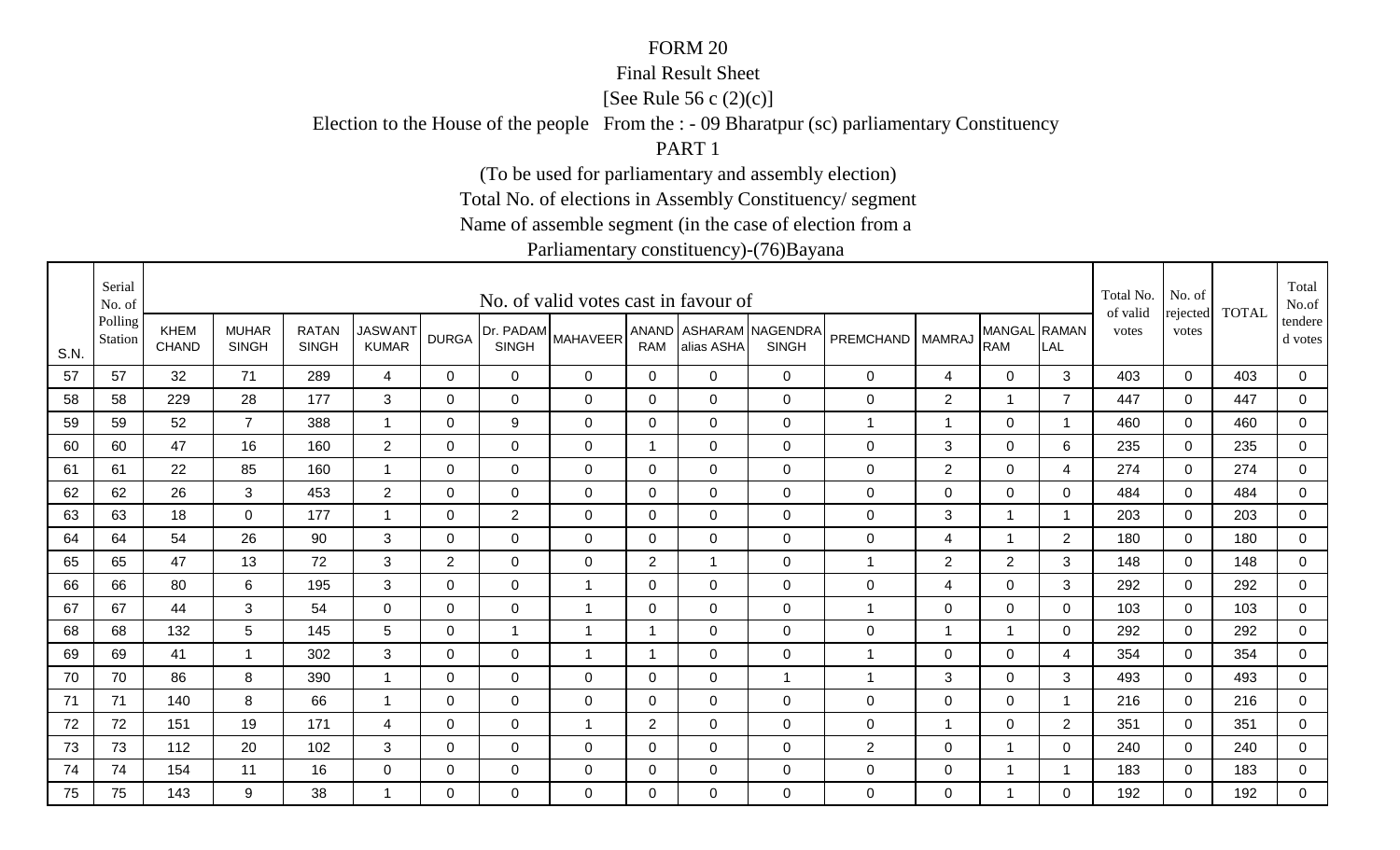FORM 20

Final Result Sheet

[See Rule 56 c (2)(c)]

Election to the House of the people From the : - 09 Bharatpur (sc) parliamentary Constituency

PART 1

(To be used for parliamentary and assembly election)

Total No. of elections in Assembly Constituency/ segment

Name of assemble segment (in the case of election from a

Parliamentary constituency)-(76)Bayana

| S.N. | Serial No. of Polling Station | No. of valid votes cast in favour of | | | | | | | | | | | | | | Total No. of valid votes | No. of rejected votes | TOTAL | Total No.of tendered votes |
|---|---|---|---|---|---|---|---|---|---|---|---|---|---|---|---|---|---|---|---|
| | | KHEM CHAND | MUHAR SINGH | RATAN SINGH | JASWANT KUMAR | DURGA | Dr. PADAM SINGH | MAHAVEER | ANAND RAM | ASHARAM alias ASHA | NAGENDRA SINGH | PREMCHAND | MAMRAJ | MANGAL RAM | RAMAN LAL | | | | |
| 57 | 57 | 32 | 71 | 289 | 4 | 0 | 0 | 0 | 0 | 0 | 0 | 0 | 4 | 0 | 3 | 403 | 0 | 403 | 0 |
| 58 | 58 | 229 | 28 | 177 | 3 | 0 | 0 | 0 | 0 | 0 | 0 | 0 | 2 | 1 | 7 | 447 | 0 | 447 | 0 |
| 59 | 59 | 52 | 7 | 388 | 1 | 0 | 9 | 0 | 0 | 0 | 0 | 1 | 1 | 0 | 1 | 460 | 0 | 460 | 0 |
| 60 | 60 | 47 | 16 | 160 | 2 | 0 | 0 | 0 | 1 | 0 | 0 | 0 | 3 | 0 | 6 | 235 | 0 | 235 | 0 |
| 61 | 61 | 22 | 85 | 160 | 1 | 0 | 0 | 0 | 0 | 0 | 0 | 0 | 2 | 0 | 4 | 274 | 0 | 274 | 0 |
| 62 | 62 | 26 | 3 | 453 | 2 | 0 | 0 | 0 | 0 | 0 | 0 | 0 | 0 | 0 | 0 | 484 | 0 | 484 | 0 |
| 63 | 63 | 18 | 0 | 177 | 1 | 0 | 2 | 0 | 0 | 0 | 0 | 0 | 3 | 1 | 1 | 203 | 0 | 203 | 0 |
| 64 | 64 | 54 | 26 | 90 | 3 | 0 | 0 | 0 | 0 | 0 | 0 | 0 | 4 | 1 | 2 | 180 | 0 | 180 | 0 |
| 65 | 65 | 47 | 13 | 72 | 3 | 2 | 0 | 0 | 2 | 1 | 0 | 1 | 2 | 2 | 3 | 148 | 0 | 148 | 0 |
| 66 | 66 | 80 | 6 | 195 | 3 | 0 | 0 | 1 | 0 | 0 | 0 | 0 | 4 | 0 | 3 | 292 | 0 | 292 | 0 |
| 67 | 67 | 44 | 3 | 54 | 0 | 0 | 0 | 1 | 0 | 0 | 0 | 1 | 0 | 0 | 0 | 103 | 0 | 103 | 0 |
| 68 | 68 | 132 | 5 | 145 | 5 | 0 | 1 | 1 | 1 | 0 | 0 | 0 | 1 | 1 | 0 | 292 | 0 | 292 | 0 |
| 69 | 69 | 41 | 1 | 302 | 3 | 0 | 0 | 1 | 1 | 0 | 0 | 1 | 0 | 0 | 4 | 354 | 0 | 354 | 0 |
| 70 | 70 | 86 | 8 | 390 | 1 | 0 | 0 | 0 | 0 | 0 | 1 | 1 | 3 | 0 | 3 | 493 | 0 | 493 | 0 |
| 71 | 71 | 140 | 8 | 66 | 1 | 0 | 0 | 0 | 0 | 0 | 0 | 0 | 0 | 0 | 1 | 216 | 0 | 216 | 0 |
| 72 | 72 | 151 | 19 | 171 | 4 | 0 | 0 | 1 | 2 | 0 | 0 | 0 | 1 | 0 | 2 | 351 | 0 | 351 | 0 |
| 73 | 73 | 112 | 20 | 102 | 3 | 0 | 0 | 0 | 0 | 0 | 0 | 2 | 0 | 1 | 0 | 240 | 0 | 240 | 0 |
| 74 | 74 | 154 | 11 | 16 | 0 | 0 | 0 | 0 | 0 | 0 | 0 | 0 | 0 | 1 | 1 | 183 | 0 | 183 | 0 |
| 75 | 75 | 143 | 9 | 38 | 1 | 0 | 0 | 0 | 0 | 0 | 0 | 0 | 0 | 1 | 0 | 192 | 0 | 192 | 0 |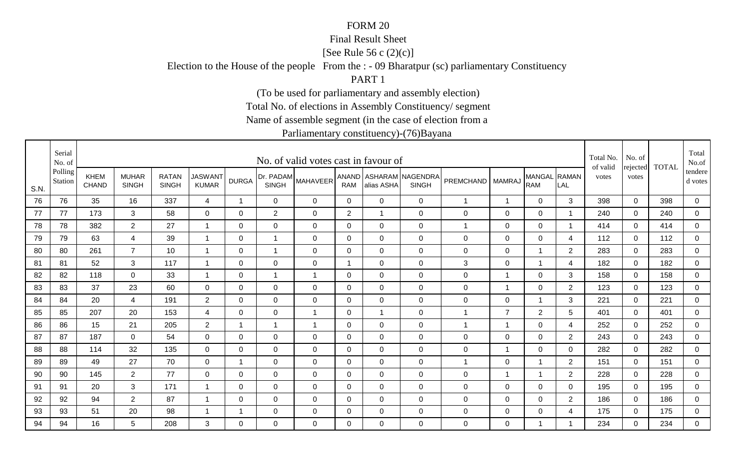FORM 20

Final Result Sheet

[See Rule 56 c (2)(c)]

Election to the House of the people From the : - 09 Bharatpur (sc) parliamentary Constituency

PART 1

(To be used for parliamentary and assembly election)

Total No. of elections in Assembly Constituency/ segment

Name of assemble segment (in the case of election from a

Parliamentary constituency)-(76)Bayana

| S.N. | Serial No. of Polling Station | No. of valid votes cast in favour of | | | | | | | | | | | | | | Total No. of valid votes | No. of rejected votes | TOTAL | Total No.of tendered votes |
|---|---|---|---|---|---|---|---|---|---|---|---|---|---|---|---|---|---|---|---|
| | | KHEM CHAND | MUHAR SINGH | RATAN SINGH | JASWANT KUMAR | DURGA | Dr. PADAM SINGH | MAHAVEER | ANAND RAM | ASHARAM alias ASHA | NAGENDRA SINGH | PREMCHAND | MAMRAJ | MANGAL RAM | RAMAN LAL | | | | |
| 76 | 76 | 35 | 16 | 337 | 4 | 1 | 0 | 0 | 0 | 0 | 0 | 1 | 1 | 0 | 3 | 398 | 0 | 398 | 0 |
| 77 | 77 | 173 | 3 | 58 | 0 | 0 | 2 | 0 | 2 | 1 | 0 | 0 | 0 | 0 | 1 | 240 | 0 | 240 | 0 |
| 78 | 78 | 382 | 2 | 27 | 1 | 0 | 0 | 0 | 0 | 0 | 0 | 1 | 0 | 0 | 1 | 414 | 0 | 414 | 0 |
| 79 | 79 | 63 | 4 | 39 | 1 | 0 | 1 | 0 | 0 | 0 | 0 | 0 | 0 | 0 | 4 | 112 | 0 | 112 | 0 |
| 80 | 80 | 261 | 7 | 10 | 1 | 0 | 1 | 0 | 0 | 0 | 0 | 0 | 0 | 1 | 2 | 283 | 0 | 283 | 0 |
| 81 | 81 | 52 | 3 | 117 | 1 | 0 | 0 | 0 | 1 | 0 | 0 | 3 | 0 | 1 | 4 | 182 | 0 | 182 | 0 |
| 82 | 82 | 118 | 0 | 33 | 1 | 0 | 1 | 1 | 0 | 0 | 0 | 0 | 1 | 0 | 3 | 158 | 0 | 158 | 0 |
| 83 | 83 | 37 | 23 | 60 | 0 | 0 | 0 | 0 | 0 | 0 | 0 | 0 | 1 | 0 | 2 | 123 | 0 | 123 | 0 |
| 84 | 84 | 20 | 4 | 191 | 2 | 0 | 0 | 0 | 0 | 0 | 0 | 0 | 0 | 1 | 3 | 221 | 0 | 221 | 0 |
| 85 | 85 | 207 | 20 | 153 | 4 | 0 | 0 | 1 | 0 | 1 | 0 | 1 | 7 | 2 | 5 | 401 | 0 | 401 | 0 |
| 86 | 86 | 15 | 21 | 205 | 2 | 1 | 1 | 1 | 0 | 0 | 0 | 1 | 1 | 0 | 4 | 252 | 0 | 252 | 0 |
| 87 | 87 | 187 | 0 | 54 | 0 | 0 | 0 | 0 | 0 | 0 | 0 | 0 | 0 | 0 | 2 | 243 | 0 | 243 | 0 |
| 88 | 88 | 114 | 32 | 135 | 0 | 0 | 0 | 0 | 0 | 0 | 0 | 0 | 1 | 0 | 0 | 282 | 0 | 282 | 0 |
| 89 | 89 | 49 | 27 | 70 | 0 | 1 | 0 | 0 | 0 | 0 | 0 | 1 | 0 | 1 | 2 | 151 | 0 | 151 | 0 |
| 90 | 90 | 145 | 2 | 77 | 0 | 0 | 0 | 0 | 0 | 0 | 0 | 0 | 1 | 1 | 2 | 228 | 0 | 228 | 0 |
| 91 | 91 | 20 | 3 | 171 | 1 | 0 | 0 | 0 | 0 | 0 | 0 | 0 | 0 | 0 | 0 | 195 | 0 | 195 | 0 |
| 92 | 92 | 94 | 2 | 87 | 1 | 0 | 0 | 0 | 0 | 0 | 0 | 0 | 0 | 0 | 2 | 186 | 0 | 186 | 0 |
| 93 | 93 | 51 | 20 | 98 | 1 | 1 | 0 | 0 | 0 | 0 | 0 | 0 | 0 | 0 | 4 | 175 | 0 | 175 | 0 |
| 94 | 94 | 16 | 5 | 208 | 3 | 0 | 0 | 0 | 0 | 0 | 0 | 0 | 0 | 1 | 1 | 234 | 0 | 234 | 0 |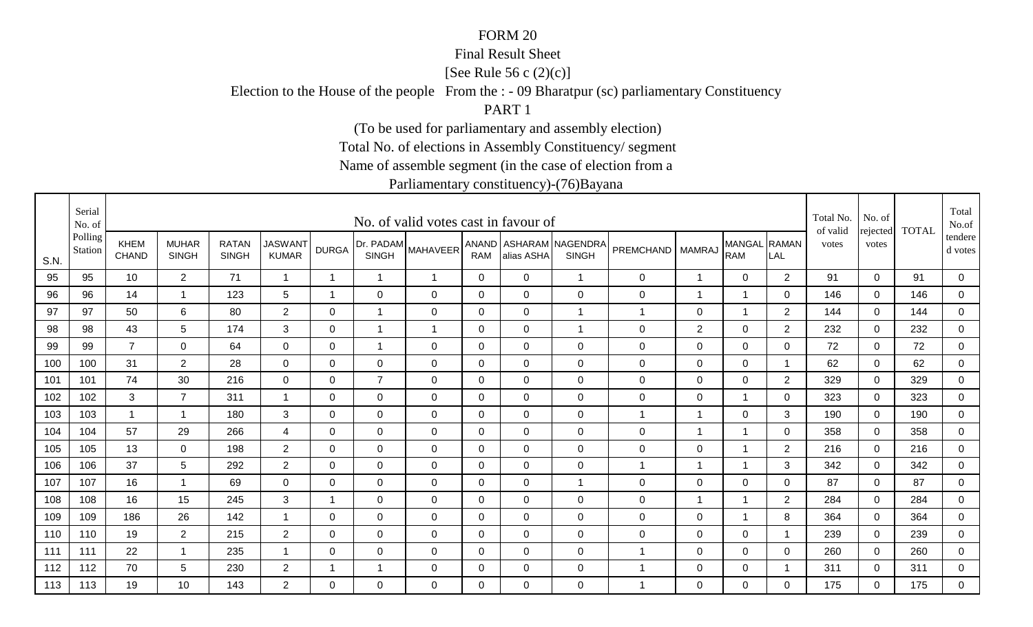FORM 20

Final Result Sheet

[See Rule 56 c (2)(c)]

Election to the House of the people From the : - 09 Bharatpur (sc) parliamentary Constituency

PART 1

(To be used for parliamentary and assembly election)

Total No. of elections in Assembly Constituency/ segment

Name of assemble segment (in the case of election from a

Parliamentary constituency)-(76)Bayana

| S.N. | Serial No. of Polling Station | No. of valid votes cast in favour of | | | | | | | | | | | | | | Total No. of valid votes | No. of rejected votes | TOTAL | Total No.of tendered votes |
|---|---|---|---|---|---|---|---|---|---|---|---|---|---|---|---|---|---|---|---|
| | | KHEM CHAND | MUHAR SINGH | RATAN SINGH | JASWANT KUMAR | DURGA | Dr. PADAM SINGH | MAHAVEER | ANAND RAM | ASHARAM alias ASHA | NAGENDRA SINGH | PREMCHAND | MAMRAJ | MANGAL RAM | RAMAN LAL | | | | |
| 95 | 95 | 10 | 2 | 71 | 1 | 1 | 1 | 1 | 0 | 0 | 1 | 0 | 1 | 0 | 2 | 91 | 0 | 91 | 0 |
| 96 | 96 | 14 | 1 | 123 | 5 | 1 | 0 | 0 | 0 | 0 | 0 | 0 | 1 | 1 | 0 | 146 | 0 | 146 | 0 |
| 97 | 97 | 50 | 6 | 80 | 2 | 0 | 1 | 0 | 0 | 0 | 1 | 1 | 0 | 1 | 2 | 144 | 0 | 144 | 0 |
| 98 | 98 | 43 | 5 | 174 | 3 | 0 | 1 | 1 | 0 | 0 | 1 | 0 | 2 | 0 | 2 | 232 | 0 | 232 | 0 |
| 99 | 99 | 7 | 0 | 64 | 0 | 0 | 1 | 0 | 0 | 0 | 0 | 0 | 0 | 0 | 0 | 72 | 0 | 72 | 0 |
| 100 | 100 | 31 | 2 | 28 | 0 | 0 | 0 | 0 | 0 | 0 | 0 | 0 | 0 | 0 | 1 | 62 | 0 | 62 | 0 |
| 101 | 101 | 74 | 30 | 216 | 0 | 0 | 7 | 0 | 0 | 0 | 0 | 0 | 0 | 0 | 2 | 329 | 0 | 329 | 0 |
| 102 | 102 | 3 | 7 | 311 | 1 | 0 | 0 | 0 | 0 | 0 | 0 | 0 | 0 | 1 | 0 | 323 | 0 | 323 | 0 |
| 103 | 103 | 1 | 1 | 180 | 3 | 0 | 0 | 0 | 0 | 0 | 0 | 1 | 1 | 0 | 3 | 190 | 0 | 190 | 0 |
| 104 | 104 | 57 | 29 | 266 | 4 | 0 | 0 | 0 | 0 | 0 | 0 | 0 | 1 | 1 | 0 | 358 | 0 | 358 | 0 |
| 105 | 105 | 13 | 0 | 198 | 2 | 0 | 0 | 0 | 0 | 0 | 0 | 0 | 0 | 1 | 2 | 216 | 0 | 216 | 0 |
| 106 | 106 | 37 | 5 | 292 | 2 | 0 | 0 | 0 | 0 | 0 | 0 | 1 | 1 | 1 | 3 | 342 | 0 | 342 | 0 |
| 107 | 107 | 16 | 1 | 69 | 0 | 0 | 0 | 0 | 0 | 0 | 1 | 0 | 0 | 0 | 0 | 87 | 0 | 87 | 0 |
| 108 | 108 | 16 | 15 | 245 | 3 | 1 | 0 | 0 | 0 | 0 | 0 | 0 | 1 | 1 | 2 | 284 | 0 | 284 | 0 |
| 109 | 109 | 186 | 26 | 142 | 1 | 0 | 0 | 0 | 0 | 0 | 0 | 0 | 0 | 1 | 8 | 364 | 0 | 364 | 0 |
| 110 | 110 | 19 | 2 | 215 | 2 | 0 | 0 | 0 | 0 | 0 | 0 | 0 | 0 | 0 | 1 | 239 | 0 | 239 | 0 |
| 111 | 111 | 22 | 1 | 235 | 1 | 0 | 0 | 0 | 0 | 0 | 0 | 1 | 0 | 0 | 0 | 260 | 0 | 260 | 0 |
| 112 | 112 | 70 | 5 | 230 | 2 | 1 | 1 | 0 | 0 | 0 | 0 | 1 | 0 | 0 | 1 | 311 | 0 | 311 | 0 |
| 113 | 113 | 19 | 10 | 143 | 2 | 0 | 0 | 0 | 0 | 0 | 0 | 1 | 0 | 0 | 0 | 175 | 0 | 175 | 0 |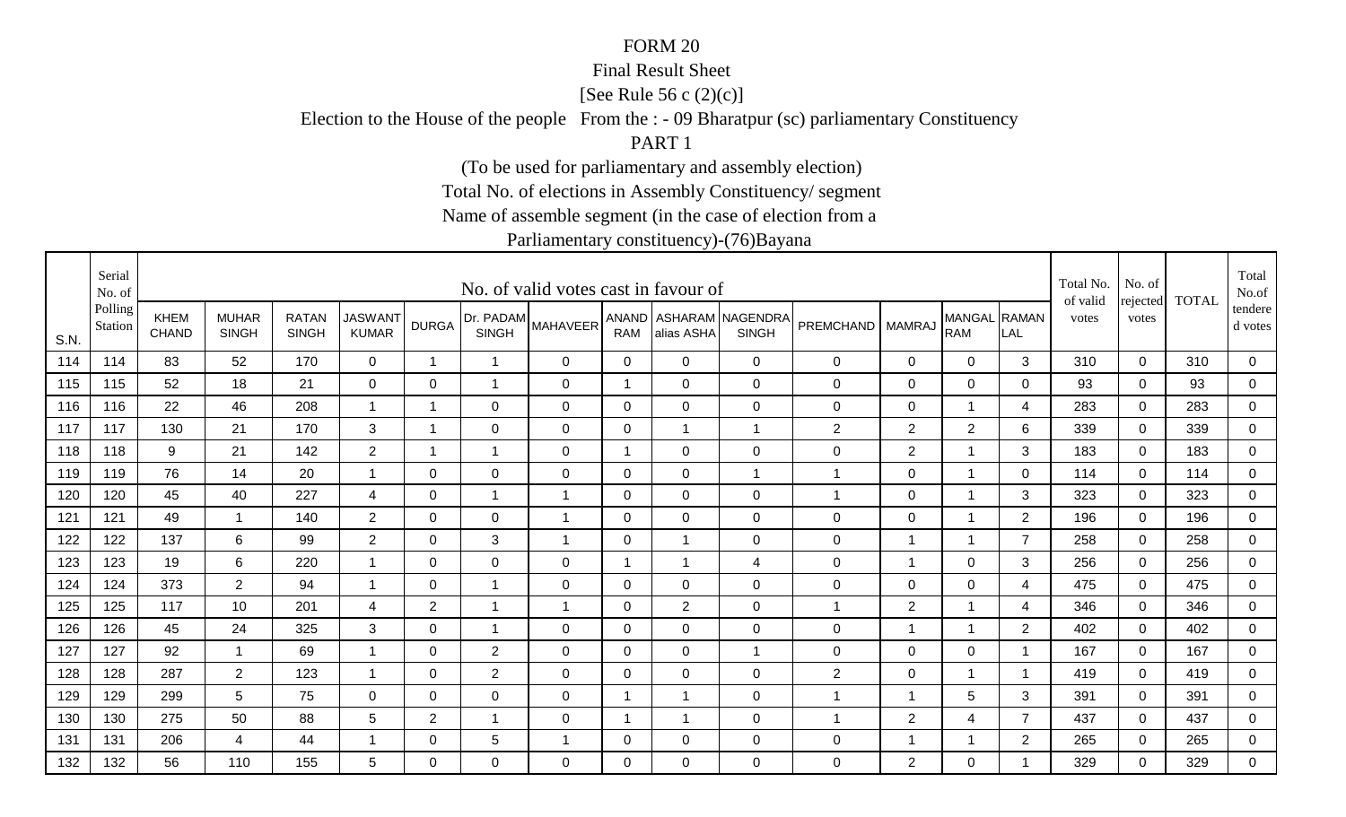FORM 20

Final Result Sheet

[See Rule 56 c (2)(c)]

Election to the House of the people From the : - 09 Bharatpur (sc) parliamentary Constituency

PART 1

(To be used for parliamentary and assembly election)

Total No. of elections in Assembly Constituency/ segment

Name of assemble segment (in the case of election from a

Parliamentary constituency)-(76)Bayana

| S.N. | Serial No. of Polling Station | No. of valid votes cast in favour of | | | | | | | | | | | | | | Total No. of valid votes | No. of rejected votes | TOTAL | Total No.of tendered votes |
|---|---|---|---|---|---|---|---|---|---|---|---|---|---|---|---|---|---|---|---|
| | | KHEM CHAND | MUHAR SINGH | RATAN SINGH | JASWANT KUMAR | DURGA | Dr. PADAM SINGH | MAHAVEER | ANAND RAM | ASHARAM alias ASHA | NAGENDRA SINGH | PREMCHAND | MAMRAJ | MANGAL RAM | RAMAN LAL | | | | |
| 114 | 114 | 83 | 52 | 170 | 0 | 1 | 1 | 0 | 0 | 0 | 0 | 0 | 0 | 0 | 3 | 310 | 0 | 310 | 0 |
| 115 | 115 | 52 | 18 | 21 | 0 | 0 | 1 | 0 | 1 | 0 | 0 | 0 | 0 | 0 | 0 | 93 | 0 | 93 | 0 |
| 116 | 116 | 22 | 46 | 208 | 1 | 1 | 0 | 0 | 0 | 0 | 0 | 0 | 0 | 1 | 4 | 283 | 0 | 283 | 0 |
| 117 | 117 | 130 | 21 | 170 | 3 | 1 | 0 | 0 | 0 | 1 | 1 | 2 | 2 | 2 | 6 | 339 | 0 | 339 | 0 |
| 118 | 118 | 9 | 21 | 142 | 2 | 1 | 1 | 0 | 1 | 0 | 0 | 0 | 2 | 1 | 3 | 183 | 0 | 183 | 0 |
| 119 | 119 | 76 | 14 | 20 | 1 | 0 | 0 | 0 | 0 | 0 | 1 | 1 | 0 | 1 | 0 | 114 | 0 | 114 | 0 |
| 120 | 120 | 45 | 40 | 227 | 4 | 0 | 1 | 1 | 0 | 0 | 0 | 1 | 0 | 1 | 3 | 323 | 0 | 323 | 0 |
| 121 | 121 | 49 | 1 | 140 | 2 | 0 | 0 | 1 | 0 | 0 | 0 | 0 | 0 | 1 | 2 | 196 | 0 | 196 | 0 |
| 122 | 122 | 137 | 6 | 99 | 2 | 0 | 3 | 1 | 0 | 1 | 0 | 0 | 1 | 1 | 7 | 258 | 0 | 258 | 0 |
| 123 | 123 | 19 | 6 | 220 | 1 | 0 | 0 | 0 | 1 | 1 | 4 | 0 | 1 | 0 | 3 | 256 | 0 | 256 | 0 |
| 124 | 124 | 373 | 2 | 94 | 1 | 0 | 1 | 0 | 0 | 0 | 0 | 0 | 0 | 0 | 4 | 475 | 0 | 475 | 0 |
| 125 | 125 | 117 | 10 | 201 | 4 | 2 | 1 | 1 | 0 | 2 | 0 | 1 | 2 | 1 | 4 | 346 | 0 | 346 | 0 |
| 126 | 126 | 45 | 24 | 325 | 3 | 0 | 1 | 0 | 0 | 0 | 0 | 0 | 1 | 1 | 2 | 402 | 0 | 402 | 0 |
| 127 | 127 | 92 | 1 | 69 | 1 | 0 | 2 | 0 | 0 | 0 | 1 | 0 | 0 | 0 | 1 | 167 | 0 | 167 | 0 |
| 128 | 128 | 287 | 2 | 123 | 1 | 0 | 2 | 0 | 0 | 0 | 0 | 2 | 0 | 1 | 1 | 419 | 0 | 419 | 0 |
| 129 | 129 | 299 | 5 | 75 | 0 | 0 | 0 | 0 | 1 | 1 | 0 | 1 | 1 | 5 | 3 | 391 | 0 | 391 | 0 |
| 130 | 130 | 275 | 50 | 88 | 5 | 2 | 1 | 0 | 1 | 1 | 0 | 1 | 2 | 4 | 7 | 437 | 0 | 437 | 0 |
| 131 | 131 | 206 | 4 | 44 | 1 | 0 | 5 | 1 | 0 | 0 | 0 | 0 | 1 | 1 | 2 | 265 | 0 | 265 | 0 |
| 132 | 132 | 56 | 110 | 155 | 5 | 0 | 0 | 0 | 0 | 0 | 0 | 0 | 2 | 0 | 1 | 329 | 0 | 329 | 0 |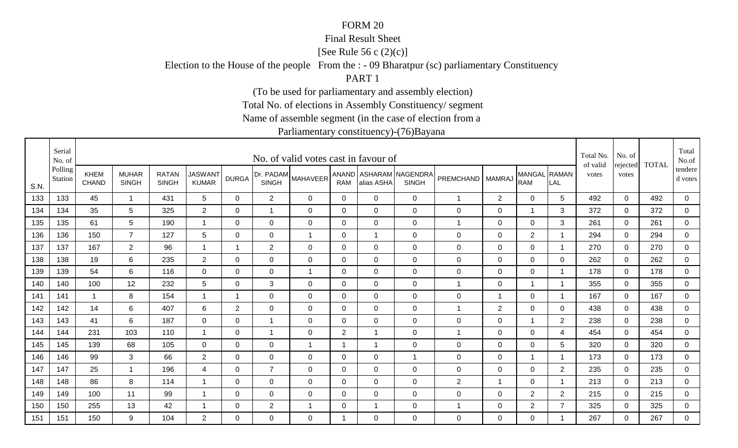FORM 20

Final Result Sheet

[See Rule 56 c (2)(c)]

Election to the House of the people From the : - 09 Bharatpur (sc) parliamentary Constituency

PART 1

(To be used for parliamentary and assembly election)

Total No. of elections in Assembly Constituency/ segment

Name of assemble segment (in the case of election from a

Parliamentary constituency)-(76)Bayana

| S.N. | Serial No. of Polling Station | No. of valid votes cast in favour of | | | | | | | | | | | | | | Total No. of valid votes | No. of rejected votes | TOTAL | Total No.of tendered votes |
|---|---|---|---|---|---|---|---|---|---|---|---|---|---|---|---|---|---|---|---|
| | | KHEM CHAND | MUHAR SINGH | RATAN SINGH | JASWANT KUMAR | DURGA | Dr. PADAM SINGH | MAHAVEER | ANAND RAM | ASHARAM alias ASHA | NAGENDRA SINGH | PREMCHAND | MAMRAJ | MANGAL RAM | RAMAN LAL | | | | |
| 133 | 133 | 45 | 1 | 431 | 5 | 0 | 2 | 0 | 0 | 0 | 0 | 1 | 2 | 0 | 5 | 492 | 0 | 492 | 0 |
| 134 | 134 | 35 | 5 | 325 | 2 | 0 | 1 | 0 | 0 | 0 | 0 | 0 | 0 | 1 | 3 | 372 | 0 | 372 | 0 |
| 135 | 135 | 61 | 5 | 190 | 1 | 0 | 0 | 0 | 0 | 0 | 0 | 1 | 0 | 0 | 3 | 261 | 0 | 261 | 0 |
| 136 | 136 | 150 | 7 | 127 | 5 | 0 | 0 | 1 | 0 | 1 | 0 | 0 | 0 | 2 | 1 | 294 | 0 | 294 | 0 |
| 137 | 137 | 167 | 2 | 96 | 1 | 1 | 2 | 0 | 0 | 0 | 0 | 0 | 0 | 0 | 1 | 270 | 0 | 270 | 0 |
| 138 | 138 | 19 | 6 | 235 | 2 | 0 | 0 | 0 | 0 | 0 | 0 | 0 | 0 | 0 | 0 | 262 | 0 | 262 | 0 |
| 139 | 139 | 54 | 6 | 116 | 0 | 0 | 0 | 1 | 0 | 0 | 0 | 0 | 0 | 0 | 1 | 178 | 0 | 178 | 0 |
| 140 | 140 | 100 | 12 | 232 | 5 | 0 | 3 | 0 | 0 | 0 | 0 | 1 | 0 | 1 | 1 | 355 | 0 | 355 | 0 |
| 141 | 141 | 1 | 8 | 154 | 1 | 1 | 0 | 0 | 0 | 0 | 0 | 0 | 1 | 0 | 1 | 167 | 0 | 167 | 0 |
| 142 | 142 | 14 | 6 | 407 | 6 | 2 | 0 | 0 | 0 | 0 | 0 | 1 | 2 | 0 | 0 | 438 | 0 | 438 | 0 |
| 143 | 143 | 41 | 6 | 187 | 0 | 0 | 1 | 0 | 0 | 0 | 0 | 0 | 0 | 1 | 2 | 238 | 0 | 238 | 0 |
| 144 | 144 | 231 | 103 | 110 | 1 | 0 | 1 | 0 | 2 | 1 | 0 | 1 | 0 | 0 | 4 | 454 | 0 | 454 | 0 |
| 145 | 145 | 139 | 68 | 105 | 0 | 0 | 0 | 1 | 1 | 1 | 0 | 0 | 0 | 0 | 5 | 320 | 0 | 320 | 0 |
| 146 | 146 | 99 | 3 | 66 | 2 | 0 | 0 | 0 | 0 | 0 | 1 | 0 | 0 | 1 | 1 | 173 | 0 | 173 | 0 |
| 147 | 147 | 25 | 1 | 196 | 4 | 0 | 7 | 0 | 0 | 0 | 0 | 0 | 0 | 0 | 2 | 235 | 0 | 235 | 0 |
| 148 | 148 | 86 | 8 | 114 | 1 | 0 | 0 | 0 | 0 | 0 | 0 | 2 | 1 | 0 | 1 | 213 | 0 | 213 | 0 |
| 149 | 149 | 100 | 11 | 99 | 1 | 0 | 0 | 0 | 0 | 0 | 0 | 0 | 0 | 2 | 2 | 215 | 0 | 215 | 0 |
| 150 | 150 | 255 | 13 | 42 | 1 | 0 | 2 | 1 | 0 | 1 | 0 | 1 | 0 | 2 | 7 | 325 | 0 | 325 | 0 |
| 151 | 151 | 150 | 9 | 104 | 2 | 0 | 0 | 0 | 1 | 0 | 0 | 0 | 0 | 0 | 1 | 267 | 0 | 267 | 0 |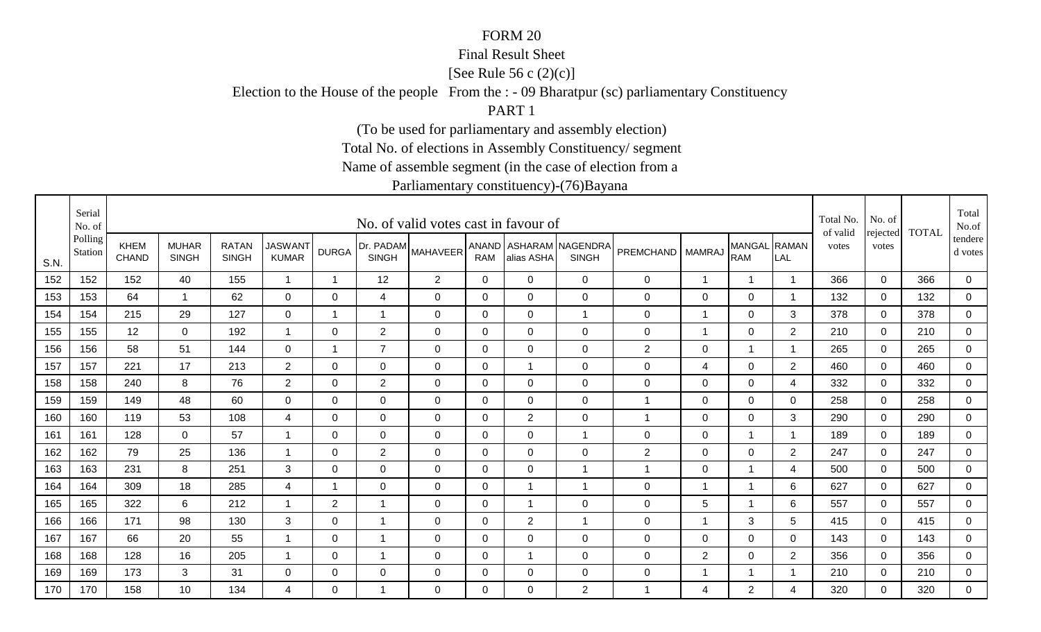FORM 20

Final Result Sheet

[See Rule 56 c (2)(c)]

Election to the House of the people From the : - 09 Bharatpur (sc) parliamentary Constituency

PART 1

(To be used for parliamentary and assembly election)

Total No. of elections in Assembly Constituency/ segment

Name of assemble segment (in the case of election from a

Parliamentary constituency)-(76)Bayana

| S.N. | Serial No. of Polling Station | No. of valid votes cast in favour of | | | | | | | | | | | | | | Total No. of valid votes | No. of rejected votes | TOTAL | Total No.of tendered votes |
|---|---|---|---|---|---|---|---|---|---|---|---|---|---|---|---|---|---|---|---|
| | | KHEM CHAND | MUHAR SINGH | RATAN SINGH | JASWANT KUMAR | DURGA | Dr. PADAM SINGH | MAHAVEER | ANAND RAM | ASHARAM alias ASHA | NAGENDRA SINGH | PREMCHAND | MAMRAJ | MANGAL RAM | RAMAN LAL | | | | |
| 152 | 152 | 152 | 40 | 155 | 1 | 1 | 12 | 2 | 0 | 0 | 0 | 0 | 1 | 1 | 1 | 366 | 0 | 366 | 0 |
| 153 | 153 | 64 | 1 | 62 | 0 | 0 | 4 | 0 | 0 | 0 | 0 | 0 | 0 | 0 | 1 | 132 | 0 | 132 | 0 |
| 154 | 154 | 215 | 29 | 127 | 0 | 1 | 1 | 0 | 0 | 0 | 1 | 0 | 1 | 0 | 3 | 378 | 0 | 378 | 0 |
| 155 | 155 | 12 | 0 | 192 | 1 | 0 | 2 | 0 | 0 | 0 | 0 | 0 | 1 | 0 | 2 | 210 | 0 | 210 | 0 |
| 156 | 156 | 58 | 51 | 144 | 0 | 1 | 7 | 0 | 0 | 0 | 0 | 2 | 0 | 1 | 1 | 265 | 0 | 265 | 0 |
| 157 | 157 | 221 | 17 | 213 | 2 | 0 | 0 | 0 | 0 | 1 | 0 | 0 | 4 | 0 | 2 | 460 | 0 | 460 | 0 |
| 158 | 158 | 240 | 8 | 76 | 2 | 0 | 2 | 0 | 0 | 0 | 0 | 0 | 0 | 0 | 4 | 332 | 0 | 332 | 0 |
| 159 | 159 | 149 | 48 | 60 | 0 | 0 | 0 | 0 | 0 | 0 | 0 | 1 | 0 | 0 | 0 | 258 | 0 | 258 | 0 |
| 160 | 160 | 119 | 53 | 108 | 4 | 0 | 0 | 0 | 0 | 2 | 0 | 1 | 0 | 0 | 3 | 290 | 0 | 290 | 0 |
| 161 | 161 | 128 | 0 | 57 | 1 | 0 | 0 | 0 | 0 | 0 | 1 | 0 | 0 | 1 | 1 | 189 | 0 | 189 | 0 |
| 162 | 162 | 79 | 25 | 136 | 1 | 0 | 2 | 0 | 0 | 0 | 0 | 2 | 0 | 0 | 2 | 247 | 0 | 247 | 0 |
| 163 | 163 | 231 | 8 | 251 | 3 | 0 | 0 | 0 | 0 | 0 | 1 | 1 | 0 | 1 | 4 | 500 | 0 | 500 | 0 |
| 164 | 164 | 309 | 18 | 285 | 4 | 1 | 0 | 0 | 0 | 1 | 1 | 0 | 1 | 1 | 6 | 627 | 0 | 627 | 0 |
| 165 | 165 | 322 | 6 | 212 | 1 | 2 | 1 | 0 | 0 | 1 | 0 | 0 | 5 | 1 | 6 | 557 | 0 | 557 | 0 |
| 166 | 166 | 171 | 98 | 130 | 3 | 0 | 1 | 0 | 0 | 2 | 1 | 0 | 1 | 3 | 5 | 415 | 0 | 415 | 0 |
| 167 | 167 | 66 | 20 | 55 | 1 | 0 | 1 | 0 | 0 | 0 | 0 | 0 | 0 | 0 | 0 | 143 | 0 | 143 | 0 |
| 168 | 168 | 128 | 16 | 205 | 1 | 0 | 1 | 0 | 0 | 1 | 0 | 0 | 2 | 0 | 2 | 356 | 0 | 356 | 0 |
| 169 | 169 | 173 | 3 | 31 | 0 | 0 | 0 | 0 | 0 | 0 | 0 | 0 | 1 | 1 | 1 | 210 | 0 | 210 | 0 |
| 170 | 170 | 158 | 10 | 134 | 4 | 0 | 1 | 0 | 0 | 0 | 2 | 1 | 4 | 2 | 4 | 320 | 0 | 320 | 0 |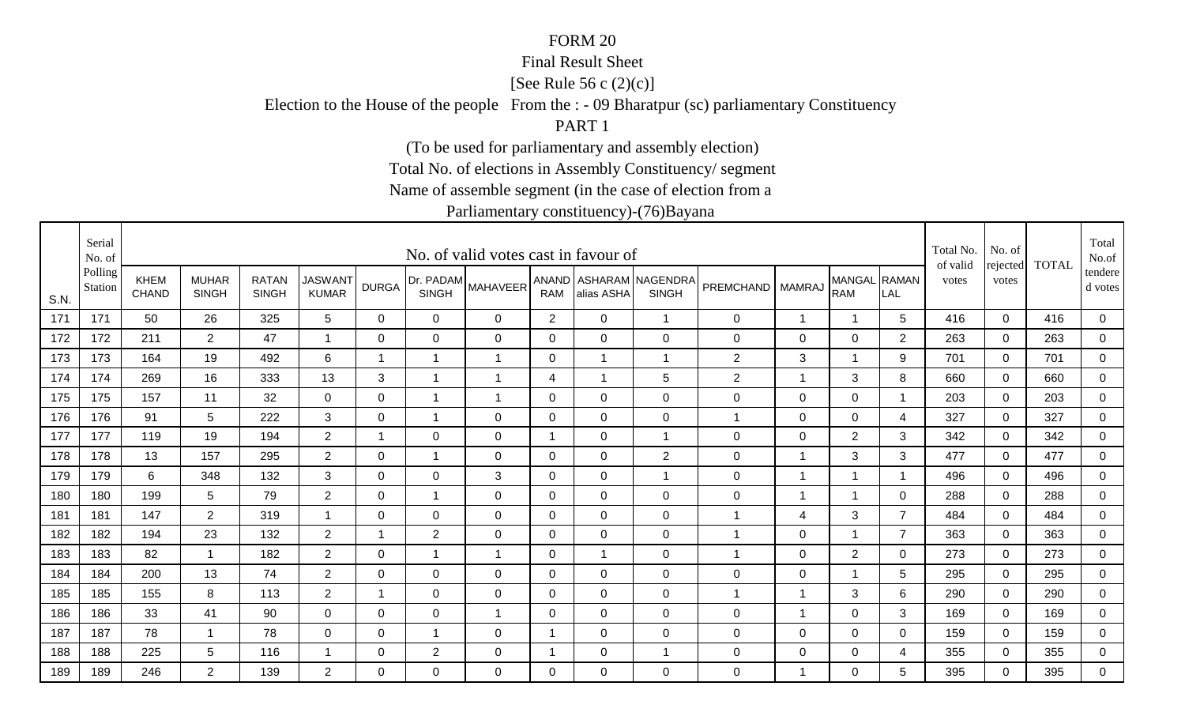FORM 20

Final Result Sheet

[See Rule 56 c (2)(c)]

Election to the House of the people From the : - 09 Bharatpur (sc) parliamentary Constituency

PART 1

(To be used for parliamentary and assembly election)

Total No. of elections in Assembly Constituency/ segment

Name of assemble segment (in the case of election from a

Parliamentary constituency)-(76)Bayana

| S.N. | Serial No. of Polling Station | No. of valid votes cast in favour of | | | | | | | | | | | | | | Total No. of valid votes | No. of rejected votes | TOTAL | Total No.of tendered votes |
|---|---|---|---|---|---|---|---|---|---|---|---|---|---|---|---|---|---|---|---|
| | | KHEM CHAND | MUHAR SINGH | RATAN SINGH | JASWANT KUMAR | DURGA | Dr. PADAM SINGH | MAHAVEER | ANAND RAM | ASHARAM alias ASHA | NAGENDRA SINGH | PREMCHAND | MAMRAJ | MANGAL RAM | RAMAN LAL | | | | |
| 171 | 171 | 50 | 26 | 325 | 5 | 0 | 0 | 0 | 2 | 0 | 1 | 0 | 1 | 1 | 5 | 416 | 0 | 416 | 0 |
| 172 | 172 | 211 | 2 | 47 | 1 | 0 | 0 | 0 | 0 | 0 | 0 | 0 | 0 | 0 | 2 | 263 | 0 | 263 | 0 |
| 173 | 173 | 164 | 19 | 492 | 6 | 1 | 1 | 1 | 0 | 1 | 1 | 2 | 3 | 1 | 9 | 701 | 0 | 701 | 0 |
| 174 | 174 | 269 | 16 | 333 | 13 | 3 | 1 | 1 | 4 | 1 | 5 | 2 | 1 | 3 | 8 | 660 | 0 | 660 | 0 |
| 175 | 175 | 157 | 11 | 32 | 0 | 0 | 1 | 1 | 0 | 0 | 0 | 0 | 0 | 0 | 1 | 203 | 0 | 203 | 0 |
| 176 | 176 | 91 | 5 | 222 | 3 | 0 | 1 | 0 | 0 | 0 | 0 | 1 | 0 | 0 | 4 | 327 | 0 | 327 | 0 |
| 177 | 177 | 119 | 19 | 194 | 2 | 1 | 0 | 0 | 1 | 0 | 1 | 0 | 0 | 2 | 3 | 342 | 0 | 342 | 0 |
| 178 | 178 | 13 | 157 | 295 | 2 | 0 | 1 | 0 | 0 | 0 | 2 | 0 | 1 | 3 | 3 | 477 | 0 | 477 | 0 |
| 179 | 179 | 6 | 348 | 132 | 3 | 0 | 0 | 3 | 0 | 0 | 1 | 0 | 1 | 1 | 1 | 496 | 0 | 496 | 0 |
| 180 | 180 | 199 | 5 | 79 | 2 | 0 | 1 | 0 | 0 | 0 | 0 | 0 | 1 | 1 | 0 | 288 | 0 | 288 | 0 |
| 181 | 181 | 147 | 2 | 319 | 1 | 0 | 0 | 0 | 0 | 0 | 0 | 1 | 4 | 3 | 7 | 484 | 0 | 484 | 0 |
| 182 | 182 | 194 | 23 | 132 | 2 | 1 | 2 | 0 | 0 | 0 | 0 | 1 | 0 | 1 | 7 | 363 | 0 | 363 | 0 |
| 183 | 183 | 82 | 1 | 182 | 2 | 0 | 1 | 1 | 0 | 1 | 0 | 1 | 0 | 2 | 0 | 273 | 0 | 273 | 0 |
| 184 | 184 | 200 | 13 | 74 | 2 | 0 | 0 | 0 | 0 | 0 | 0 | 0 | 0 | 1 | 5 | 295 | 0 | 295 | 0 |
| 185 | 185 | 155 | 8 | 113 | 2 | 1 | 0 | 0 | 0 | 0 | 0 | 1 | 1 | 3 | 6 | 290 | 0 | 290 | 0 |
| 186 | 186 | 33 | 41 | 90 | 0 | 0 | 0 | 1 | 0 | 0 | 0 | 0 | 1 | 0 | 3 | 169 | 0 | 169 | 0 |
| 187 | 187 | 78 | 1 | 78 | 0 | 0 | 1 | 0 | 1 | 0 | 0 | 0 | 0 | 0 | 0 | 159 | 0 | 159 | 0 |
| 188 | 188 | 225 | 5 | 116 | 1 | 0 | 2 | 0 | 1 | 0 | 1 | 0 | 0 | 0 | 4 | 355 | 0 | 355 | 0 |
| 189 | 189 | 246 | 2 | 139 | 2 | 0 | 0 | 0 | 0 | 0 | 0 | 0 | 1 | 0 | 5 | 395 | 0 | 395 | 0 |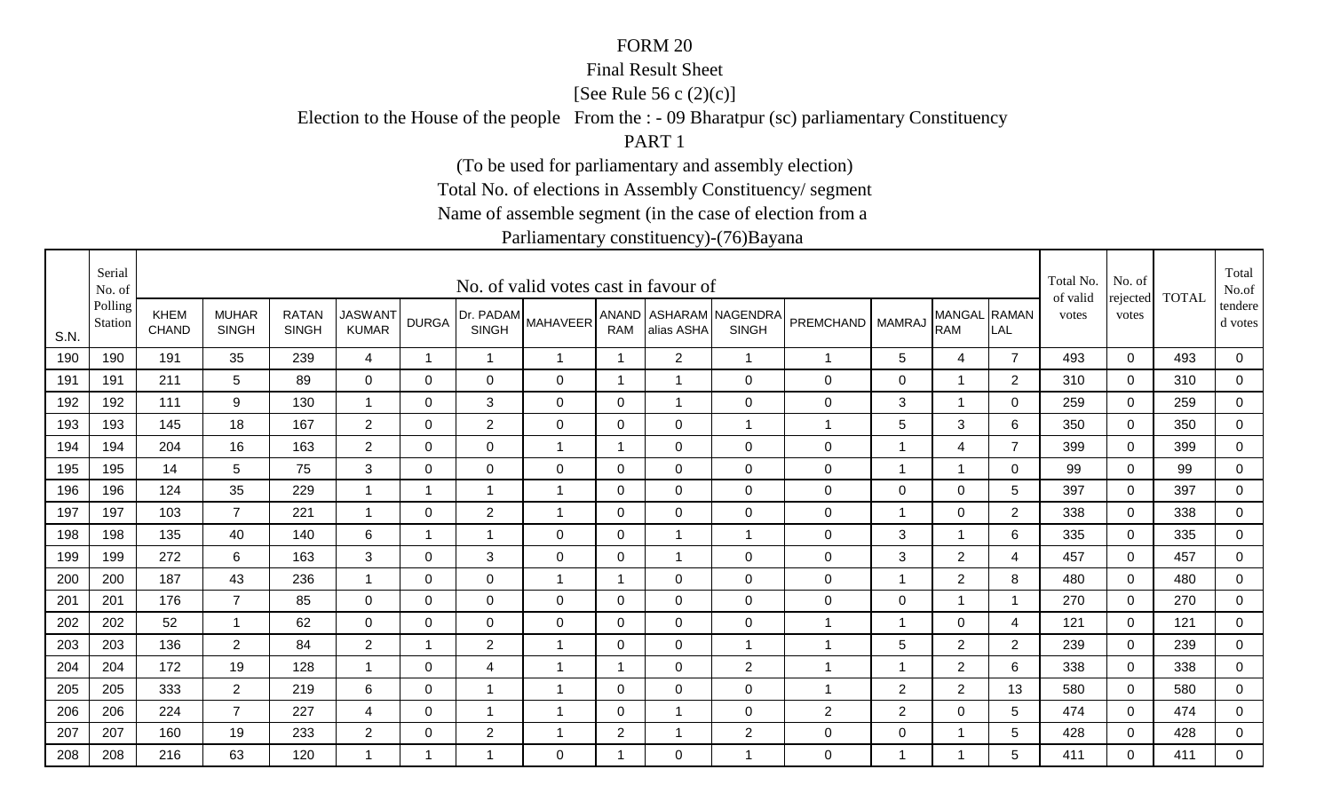FORM 20

Final Result Sheet

[See Rule 56 c (2)(c)]

Election to the House of the people From the : - 09 Bharatpur (sc) parliamentary Constituency

PART 1

(To be used for parliamentary and assembly election)

Total No. of elections in Assembly Constituency/ segment

Name of assemble segment (in the case of election from a

Parliamentary constituency)-(76)Bayana

| S.N. | Serial No. of Polling Station | No. of valid votes cast in favour of | | | | | | | | | | | | | | Total No. of valid votes | No. of rejected votes | TOTAL | Total No.of tendered votes |
|---|---|---|---|---|---|---|---|---|---|---|---|---|---|---|---|---|---|---|---|
| | | KHEM CHAND | MUHAR SINGH | RATAN SINGH | JASWANT KUMAR | DURGA | Dr. PADAM SINGH | MAHAVEER | ANAND RAM | ASHARAM alias ASHA | NAGENDRA SINGH | PREMCHAND | MAMRAJ | MANGAL RAM | RAMAN LAL | | | | |
| 190 | 190 | 191 | 35 | 239 | 4 | 1 | 1 | 1 | 1 | 2 | 1 | 1 | 5 | 4 | 7 | 493 | 0 | 493 | 0 |
| 191 | 191 | 211 | 5 | 89 | 0 | 0 | 0 | 0 | 1 | 1 | 0 | 0 | 0 | 1 | 2 | 310 | 0 | 310 | 0 |
| 192 | 192 | 111 | 9 | 130 | 1 | 0 | 3 | 0 | 0 | 1 | 0 | 0 | 3 | 1 | 0 | 259 | 0 | 259 | 0 |
| 193 | 193 | 145 | 18 | 167 | 2 | 0 | 2 | 0 | 0 | 0 | 1 | 1 | 5 | 3 | 6 | 350 | 0 | 350 | 0 |
| 194 | 194 | 204 | 16 | 163 | 2 | 0 | 0 | 1 | 1 | 0 | 0 | 0 | 1 | 4 | 7 | 399 | 0 | 399 | 0 |
| 195 | 195 | 14 | 5 | 75 | 3 | 0 | 0 | 0 | 0 | 0 | 0 | 0 | 1 | 1 | 0 | 99 | 0 | 99 | 0 |
| 196 | 196 | 124 | 35 | 229 | 1 | 1 | 1 | 1 | 0 | 0 | 0 | 0 | 0 | 0 | 5 | 397 | 0 | 397 | 0 |
| 197 | 197 | 103 | 7 | 221 | 1 | 0 | 2 | 1 | 0 | 0 | 0 | 0 | 1 | 0 | 2 | 338 | 0 | 338 | 0 |
| 198 | 198 | 135 | 40 | 140 | 6 | 1 | 1 | 0 | 0 | 1 | 1 | 0 | 3 | 1 | 6 | 335 | 0 | 335 | 0 |
| 199 | 199 | 272 | 6 | 163 | 3 | 0 | 3 | 0 | 0 | 1 | 0 | 0 | 3 | 2 | 4 | 457 | 0 | 457 | 0 |
| 200 | 200 | 187 | 43 | 236 | 1 | 0 | 0 | 1 | 1 | 0 | 0 | 0 | 1 | 2 | 8 | 480 | 0 | 480 | 0 |
| 201 | 201 | 176 | 7 | 85 | 0 | 0 | 0 | 0 | 0 | 0 | 0 | 0 | 0 | 1 | 1 | 270 | 0 | 270 | 0 |
| 202 | 202 | 52 | 1 | 62 | 0 | 0 | 0 | 0 | 0 | 0 | 0 | 1 | 1 | 0 | 4 | 121 | 0 | 121 | 0 |
| 203 | 203 | 136 | 2 | 84 | 2 | 1 | 2 | 1 | 0 | 0 | 1 | 1 | 5 | 2 | 2 | 239 | 0 | 239 | 0 |
| 204 | 204 | 172 | 19 | 128 | 1 | 0 | 4 | 1 | 1 | 0 | 2 | 1 | 1 | 2 | 6 | 338 | 0 | 338 | 0 |
| 205 | 205 | 333 | 2 | 219 | 6 | 0 | 1 | 1 | 0 | 0 | 0 | 1 | 2 | 2 | 13 | 580 | 0 | 580 | 0 |
| 206 | 206 | 224 | 7 | 227 | 4 | 0 | 1 | 1 | 0 | 1 | 0 | 2 | 2 | 0 | 5 | 474 | 0 | 474 | 0 |
| 207 | 207 | 160 | 19 | 233 | 2 | 0 | 2 | 1 | 2 | 1 | 2 | 0 | 0 | 1 | 5 | 428 | 0 | 428 | 0 |
| 208 | 208 | 216 | 63 | 120 | 1 | 1 | 1 | 0 | 1 | 0 | 1 | 0 | 1 | 1 | 5 | 411 | 0 | 411 | 0 |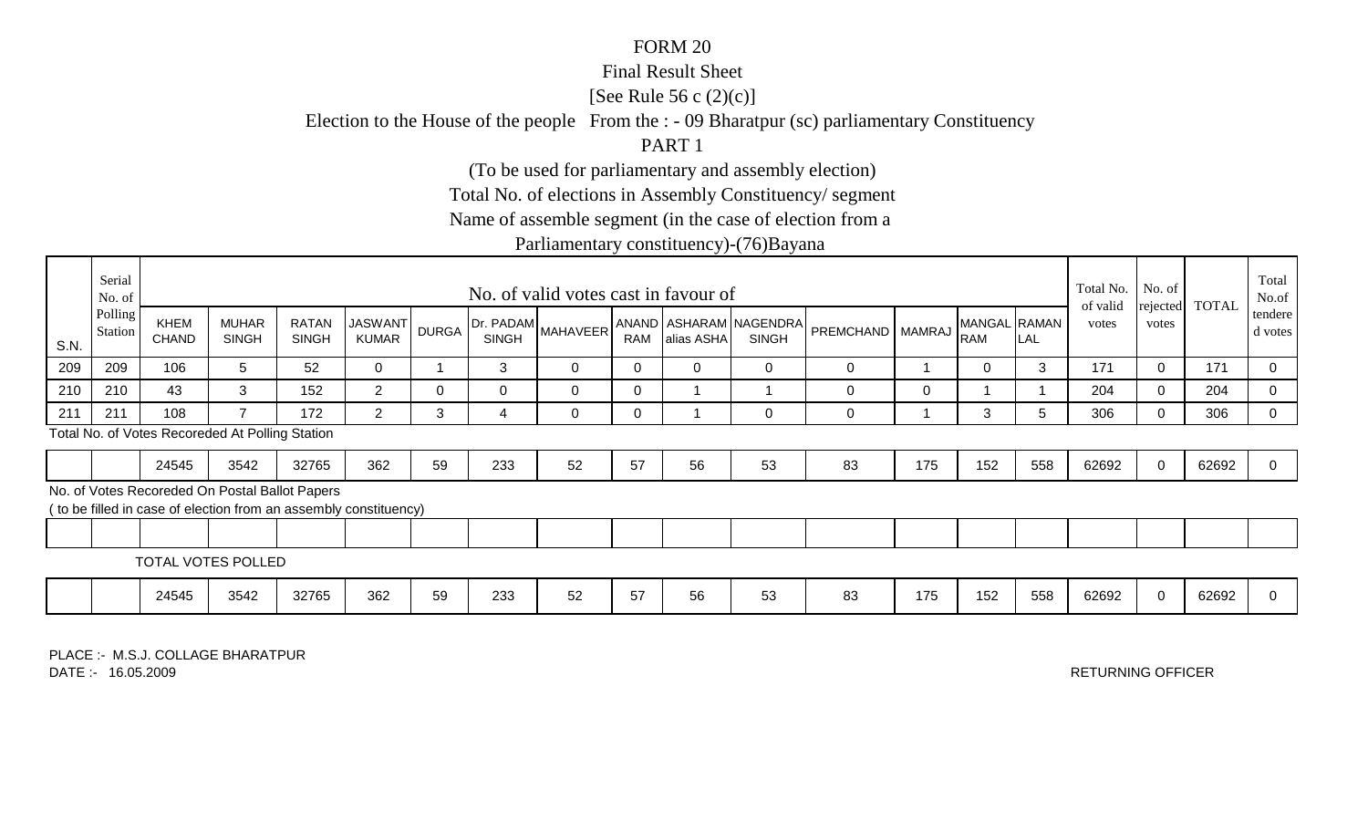FORM 20

Final Result Sheet

[See Rule 56 c (2)(c)]

Election to the House of the people From the : - 09 Bharatpur (sc) parliamentary Constituency

PART 1

(To be used for parliamentary and assembly election)

Total No. of elections in Assembly Constituency/ segment

Name of assemble segment (in the case of election from a

Parliamentary constituency)-(76)Bayana

| S.N. | Serial No. of Polling Station | No. of valid votes cast in favour of | | | | | | | | | | | | | | Total No. of valid votes | No. of rejected votes | TOTAL | Total No.of tendered votes |
|---|---|---|---|---|---|---|---|---|---|---|---|---|---|---|---|---|---|---|---|
| | | KHEM CHAND | MUHAR SINGH | RATAN SINGH | JASWANT KUMAR | DURGA | Dr. PADAM SINGH | MAHAVEER | ANAND RAM | ASHARAM alias ASHA | NAGENDRA SINGH | PREMCHAND | MAMRAJ | MANGAL RAM | RAMAN LAL | | | | |
| 209 | 209 | 106 | 5 | 52 | 0 | 1 | 3 | 0 | 0 | 0 | 0 | 0 | 1 | 0 | 3 | 171 | 0 | 171 | 0 |
| 210 | 210 | 43 | 3 | 152 | 2 | 0 | 0 | 0 | 0 | 1 | 1 | 0 | 0 | 1 | 1 | 204 | 0 | 204 | 0 |
| 211 | 211 | 108 | 7 | 172 | 2 | 3 | 4 | 0 | 0 | 1 | 0 | 0 | 1 | 3 | 5 | 306 | 0 | 306 | 0 |
| Total No. of Votes Recoreded At Polling Station | | | | | | | | | | | | | | | | | | | |
| | | 24545 | 3542 | 32765 | 362 | 59 | 233 | 52 | 57 | 56 | 53 | 83 | 175 | 152 | 558 | 62692 | 0 | 62692 | 0 |
| No. of Votes Recoreded On Postal Ballot Papers ( to be filled in case of election from an assembly constituency) | | | | | | | | | | | | | | | | | | | |
| | | | | | | | | | | | | | | | | | | | |
| TOTAL VOTES POLLED | | | | | | | | | | | | | | | | | | | |
| | | 24545 | 3542 | 32765 | 362 | 59 | 233 | 52 | 57 | 56 | 53 | 83 | 175 | 152 | 558 | 62692 | 0 | 62692 | 0 |

PLACE :- M.S.J. COLLAGE BHARATPUR

DATE :- 16.05.2009

RETURNING OFFICER